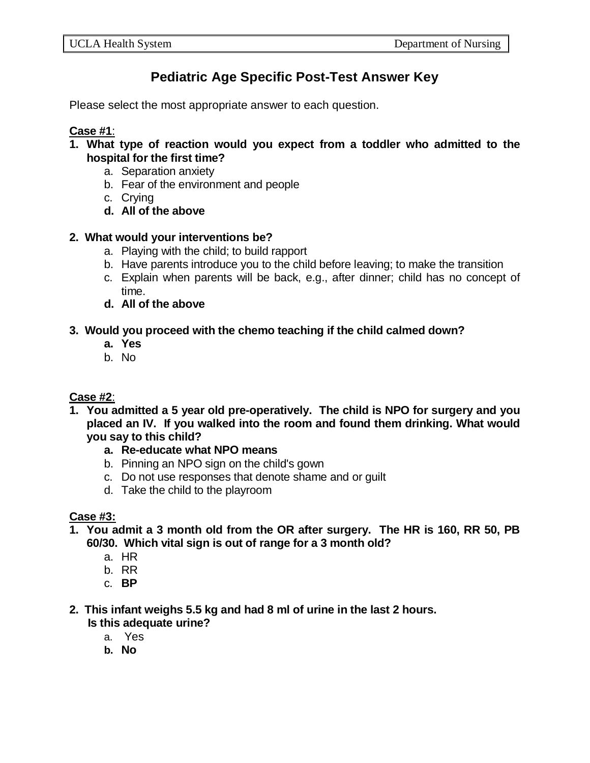UCLA Health System — Department of Nursing

# Pediatric Age Specific Post-Test Answer Key

Please select the most appropriate answer to each question.

**Case #1**:

**1. What type of reaction would you expect from a toddler who admitted to the hospital for the first time?**

a. Separation anxiety
b. Fear of the environment and people
c. Crying
**d. All of the above**

**2. What would your interventions be?**

a. Playing with the child; to build rapport
b. Have parents introduce you to the child before leaving; to make the transition
c. Explain when parents will be back, e.g., after dinner; child has no concept of time.
**d. All of the above**

**3. Would you proceed with the chemo teaching if the child calmed down?**

**a. Yes**
b. No

**Case #2**:

**1. You admitted a 5 year old pre-operatively. The child is NPO for surgery and you placed an IV. If you walked into the room and found them drinking. What would you say to this child?**

**a. Re-educate what NPO means**
b. Pinning an NPO sign on the child's gown
c. Do not use responses that denote shame and or guilt
d. Take the child to the playroom

**Case #3:**

**1. You admit a 3 month old from the OR after surgery. The HR is 160, RR 50, PB 60/30. Which vital sign is out of range for a 3 month old?**

a. HR
b. RR
c. **BP**

**2. This infant weighs 5.5 kg and had 8 ml of urine in the last 2 hours. Is this adequate urine?**

a. Yes
**b. No**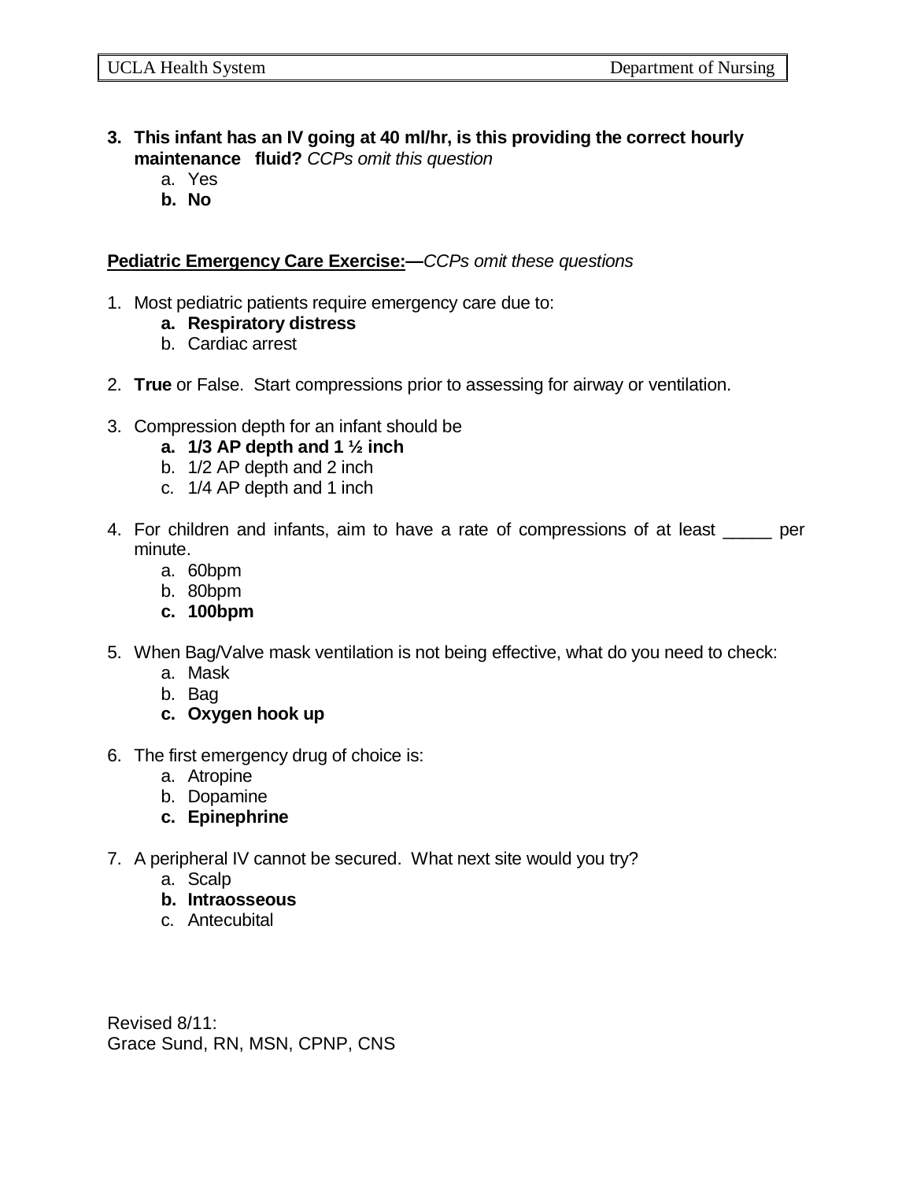3. **This infant has an IV going at 40 ml/hr, is this providing the correct hourly maintenance fluid?** *CCPs omit this question*
    a. Yes
    **b. No**

**Pediatric Emergency Care Exercise:—***CCPs omit these questions*

1. Most pediatric patients require emergency care due to:
    **a. Respiratory distress**
    b. Cardiac arrest

2. **True** or False. Start compressions prior to assessing for airway or ventilation.

3. Compression depth for an infant should be
    **a. 1/3 AP depth and 1 ½ inch**
    b. 1/2 AP depth and 2 inch
    c. 1/4 AP depth and 1 inch

4. For children and infants, aim to have a rate of compressions of at least _____ per minute.
    a. 60bpm
    b. 80bpm
    **c. 100bpm**

5. When Bag/Valve mask ventilation is not being effective, what do you need to check:
    a. Mask
    b. Bag
    **c. Oxygen hook up**

6. The first emergency drug of choice is:
    a. Atropine
    b. Dopamine
    **c. Epinephrine**

7. A peripheral IV cannot be secured. What next site would you try?
    a. Scalp
    **b. Intraosseous**
    c. Antecubital

Revised 8/11:
Grace Sund, RN, MSN, CPNP, CNS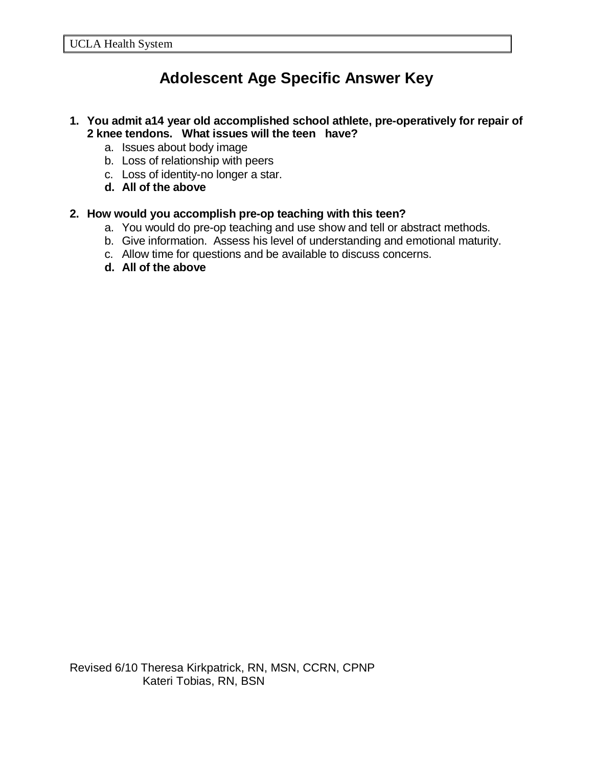UCLA Health System

# Adolescent Age Specific Answer Key

1. **You admit a14 year old accomplished school athlete, pre-operatively for repair of 2 knee tendons. What issues will the teen have?**
   a. Issues about body image
   b. Loss of relationship with peers
   c. Loss of identity-no longer a star.
   **d. All of the above**

2. **How would you accomplish pre-op teaching with this teen?**
   a. You would do pre-op teaching and use show and tell or abstract methods.
   b. Give information. Assess his level of understanding and emotional maturity.
   c. Allow time for questions and be available to discuss concerns.
   **d. All of the above**

Revised 6/10 Theresa Kirkpatrick, RN, MSN, CCRN, CPNP
Kateri Tobias, RN, BSN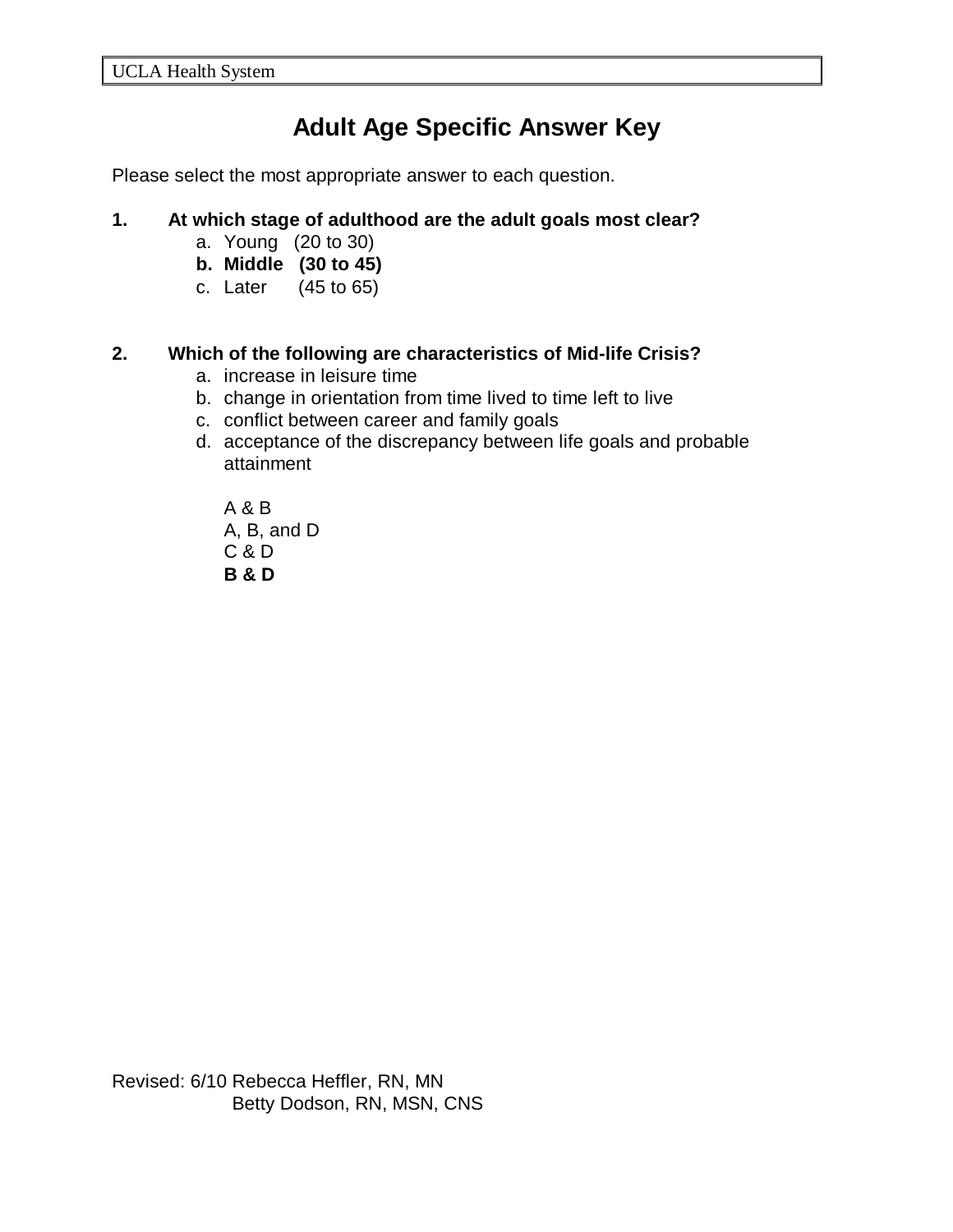UCLA Health System

# Adult Age Specific Answer Key

Please select the most appropriate answer to each question.

**1. At which stage of adulthood are the adult goals most clear?**

a. Young (20 to 30)

**b. Middle (30 to 45)**

c. Later (45 to 65)

**2. Which of the following are characteristics of Mid-life Crisis?**

a. increase in leisure time

b. change in orientation from time lived to time left to live

c. conflict between career and family goals

d. acceptance of the discrepancy between life goals and probable attainment

A & B

A, B, and D

C & D

**B & D**

Revised: 6/10 Rebecca Heffler, RN, MN
Betty Dodson, RN, MSN, CNS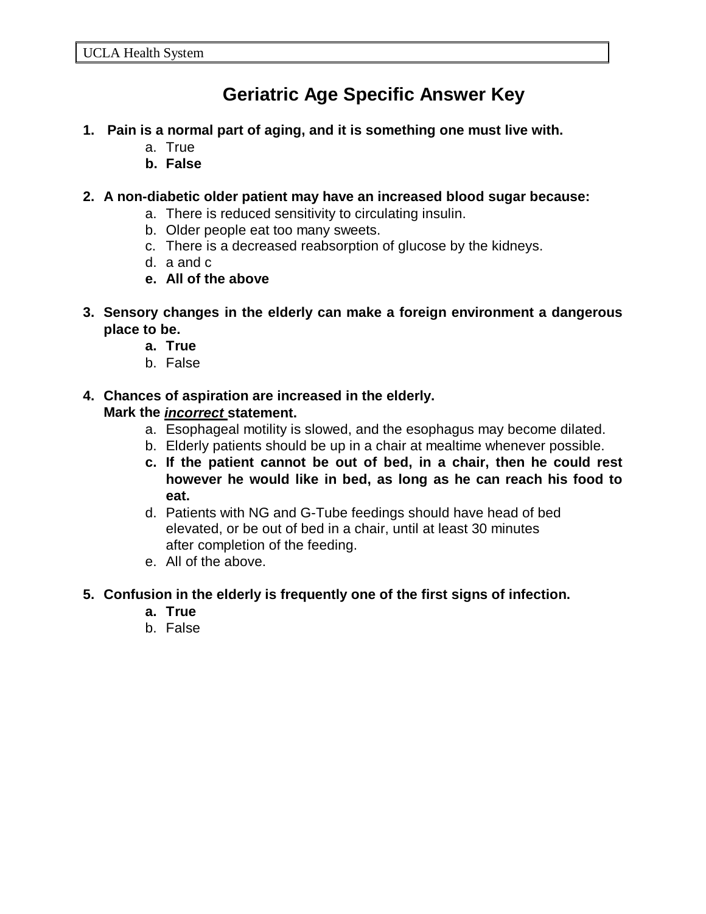UCLA Health System

# Geriatric Age Specific Answer Key

1. **Pain is a normal part of aging, and it is something one must live with.**
   a. True
   **b. False**

2. **A non-diabetic older patient may have an increased blood sugar because:**
   a. There is reduced sensitivity to circulating insulin.
   b. Older people eat too many sweets.
   c. There is a decreased reabsorption of glucose by the kidneys.
   d. a and c
   **e. All of the above**

3. **Sensory changes in the elderly can make a foreign environment a dangerous place to be.**
   **a. True**
   b. False

4. **Chances of aspiration are increased in the elderly.**
   **Mark the *incorrect* statement.**
   a. Esophageal motility is slowed, and the esophagus may become dilated.
   b. Elderly patients should be up in a chair at mealtime whenever possible.
   **c. If the patient cannot be out of bed, in a chair, then he could rest however he would like in bed, as long as he can reach his food to eat.**
   d. Patients with NG and G-Tube feedings should have head of bed elevated, or be out of bed in a chair, until at least 30 minutes after completion of the feeding.
   e. All of the above.

5. **Confusion in the elderly is frequently one of the first signs of infection.**
   **a. True**
   b. False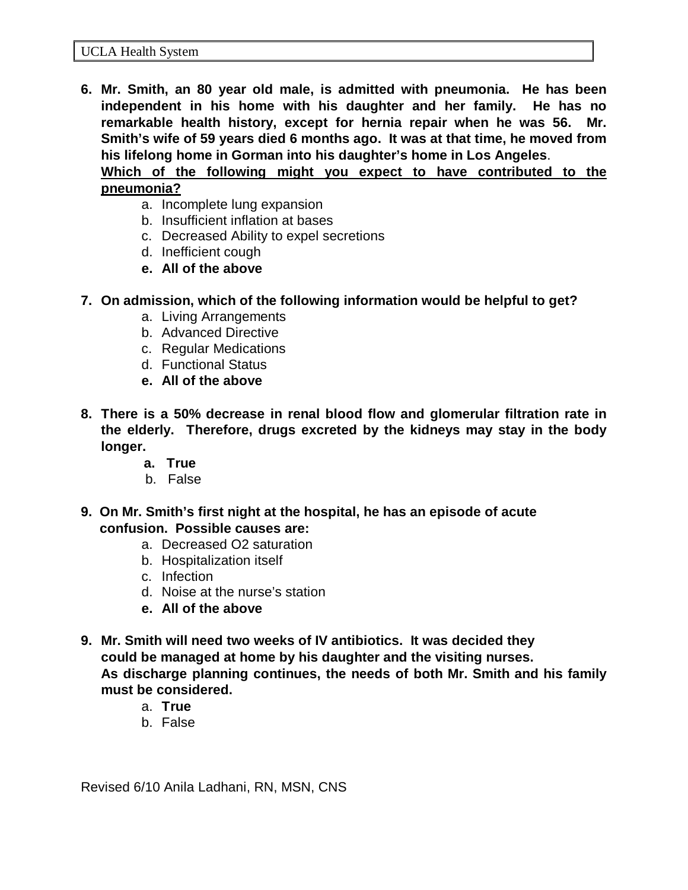6. **Mr. Smith, an 80 year old male, is admitted with pneumonia. He has been independent in his home with his daughter and her family. He has no remarkable health history, except for hernia repair when he was 56. Mr. Smith's wife of 59 years died 6 months ago. It was at that time, he moved from his lifelong home in Gorman into his daughter's home in Los Angeles**.
   **<u>Which of the following might you expect to have contributed to the pneumonia?</u>**
   a. Incomplete lung expansion
   b. Insufficient inflation at bases
   c. Decreased Ability to expel secretions
   d. Inefficient cough
   **e. All of the above**

7. **On admission, which of the following information would be helpful to get?**
   a. Living Arrangements
   b. Advanced Directive
   c. Regular Medications
   d. Functional Status
   **e. All of the above**

8. **There is a 50% decrease in renal blood flow and glomerular filtration rate in the elderly. Therefore, drugs excreted by the kidneys may stay in the body longer.**
   **a. True**
   b. False

9. **On Mr. Smith's first night at the hospital, he has an episode of acute confusion. Possible causes are:**
   a. Decreased O2 saturation
   b. Hospitalization itself
   c. Infection
   d. Noise at the nurse's station
   **e. All of the above**

9. **Mr. Smith will need two weeks of IV antibiotics. It was decided they could be managed at home by his daughter and the visiting nurses. As discharge planning continues, the needs of both Mr. Smith and his family must be considered.**
   a. **True**
   b. False

Revised 6/10 Anila Ladhani, RN, MSN, CNS